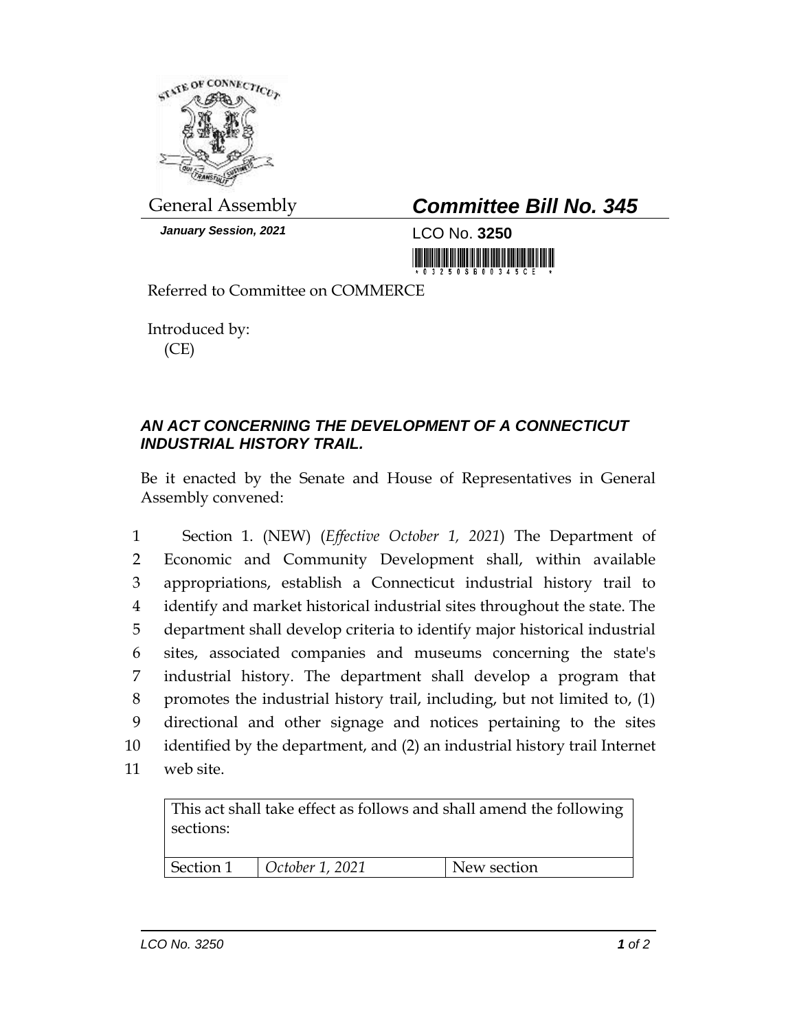General Assembly

***January Session, 2021***

# *Committee Bill No. 345*

LCO No. **3250**

Referred to Committee on COMMERCE

Introduced by:
(CE)

## *AN ACT CONCERNING THE DEVELOPMENT OF A CONNECTICUT INDUSTRIAL HISTORY TRAIL.*

Be it enacted by the Senate and House of Representatives in General Assembly convened:

1 Section 1. (NEW) (*Effective October 1, 2021*) The Department of
2 Economic and Community Development shall, within available
3 appropriations, establish a Connecticut industrial history trail to
4 identify and market historical industrial sites throughout the state. The
5 department shall develop criteria to identify major historical industrial
6 sites, associated companies and museums concerning the state's
7 industrial history. The department shall develop a program that
8 promotes the industrial history trail, including, but not limited to, (1)
9 directional and other signage and notices pertaining to the sites
10 identified by the department, and (2) an industrial history trail Internet
11 web site.

| This act shall take effect as follows and shall amend the following sections: | | |
|---|---|---|
| Section 1 | *October 1, 2021* | New section |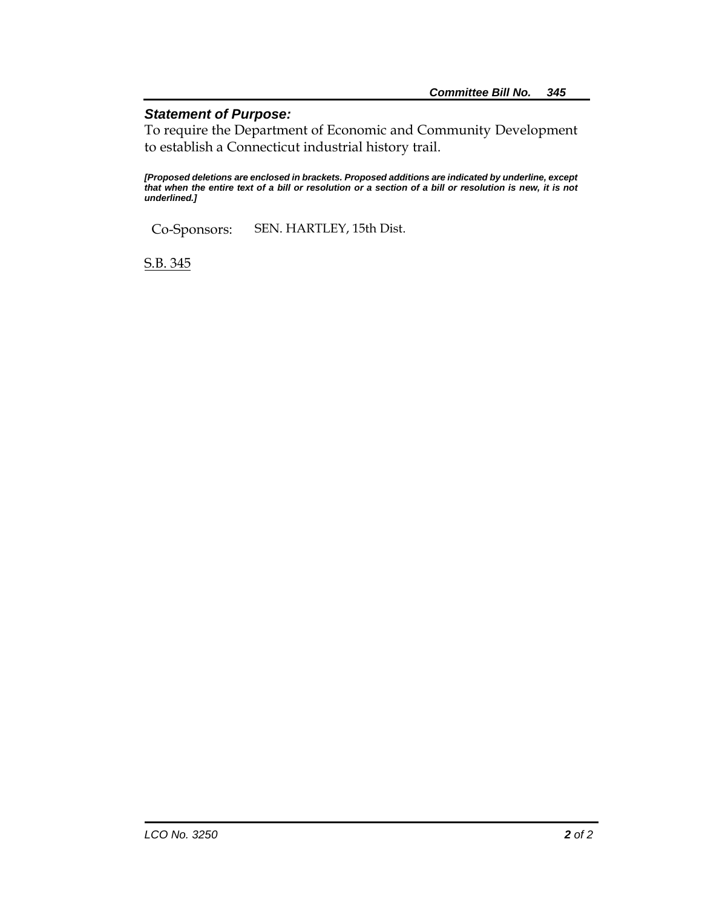### *Statement of Purpose:*

To require the Department of Economic and Community Development to establish a Connecticut industrial history trail.

***[Proposed deletions are enclosed in brackets. Proposed additions are indicated by underline, except that when the entire text of a bill or resolution or a section of a bill or resolution is new, it is not underlined.]***

Co-Sponsors: SEN. HARTLEY, 15th Dist.

S.B. 345